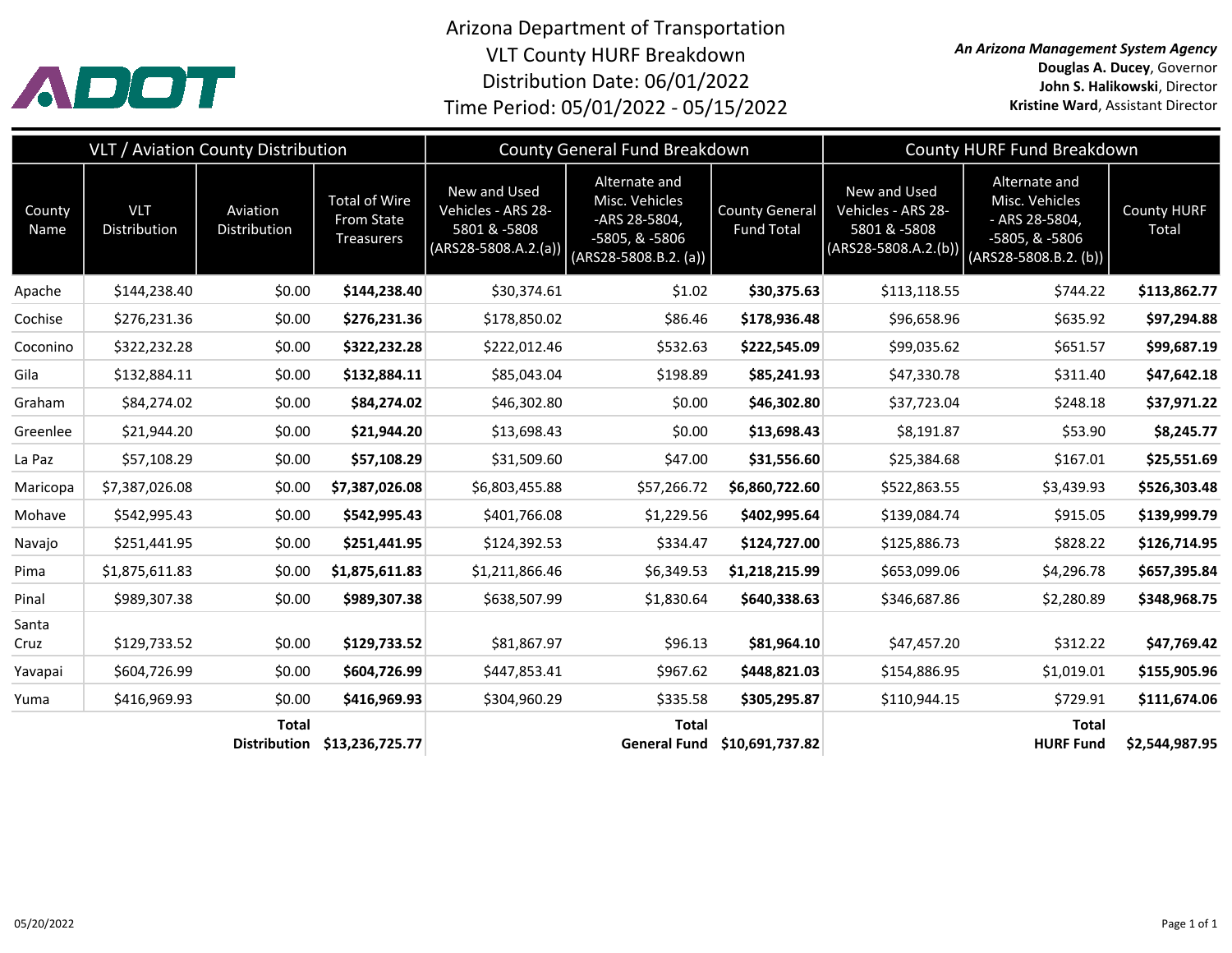# Arizona Department of Transportation

## VLT County HURF Breakdown

Distribution Date: 06/01/2022

Time Period: 05/01/2022 - 05/15/2022

*An Arizona Management System Agency*
**Douglas A. Ducey**, Governor
**John S. Halikowski**, Director
**Kristine Ward**, Assistant Director

| VLT / Aviation County Distribution | | | | County General Fund Breakdown | | | County HURF Fund Breakdown | | |
|---|---|---|---|---|---|---|---|---|---|
| County Name | VLT Distribution | Aviation Distribution | Total of Wire From State Treasurers | New and Used Vehicles - ARS 28-5801 & -5808 (ARS28-5808.A.2.(a)) | Alternate and Misc. Vehicles -ARS 28-5804, -5805, & -5806 (ARS28-5808.B.2. (a)) | County General Fund Total | New and Used Vehicles - ARS 28-5801 & -5808 (ARS28-5808.A.2.(b)) | Alternate and Misc. Vehicles - ARS 28-5804, -5805, & -5806 (ARS28-5808.B.2. (b)) | County HURF Total |
| Apache | $144,238.40 | $0.00 | **$144,238.40** | $30,374.61 | $1.02 | **$30,375.63** | $113,118.55 | $744.22 | **$113,862.77** |
| Cochise | $276,231.36 | $0.00 | **$276,231.36** | $178,850.02 | $86.46 | **$178,936.48** | $96,658.96 | $635.92 | **$97,294.88** |
| Coconino | $322,232.28 | $0.00 | **$322,232.28** | $222,012.46 | $532.63 | **$222,545.09** | $99,035.62 | $651.57 | **$99,687.19** |
| Gila | $132,884.11 | $0.00 | **$132,884.11** | $85,043.04 | $198.89 | **$85,241.93** | $47,330.78 | $311.40 | **$47,642.18** |
| Graham | $84,274.02 | $0.00 | **$84,274.02** | $46,302.80 | $0.00 | **$46,302.80** | $37,723.04 | $248.18 | **$37,971.22** |
| Greenlee | $21,944.20 | $0.00 | **$21,944.20** | $13,698.43 | $0.00 | **$13,698.43** | $8,191.87 | $53.90 | **$8,245.77** |
| La Paz | $57,108.29 | $0.00 | **$57,108.29** | $31,509.60 | $47.00 | **$31,556.60** | $25,384.68 | $167.01 | **$25,551.69** |
| Maricopa | $7,387,026.08 | $0.00 | **$7,387,026.08** | $6,803,455.88 | $57,266.72 | **$6,860,722.60** | $522,863.55 | $3,439.93 | **$526,303.48** |
| Mohave | $542,995.43 | $0.00 | **$542,995.43** | $401,766.08 | $1,229.56 | **$402,995.64** | $139,084.74 | $915.05 | **$139,999.79** |
| Navajo | $251,441.95 | $0.00 | **$251,441.95** | $124,392.53 | $334.47 | **$124,727.00** | $125,886.73 | $828.22 | **$126,714.95** |
| Pima | $1,875,611.83 | $0.00 | **$1,875,611.83** | $1,211,866.46 | $6,349.53 | **$1,218,215.99** | $653,099.06 | $4,296.78 | **$657,395.84** |
| Pinal | $989,307.38 | $0.00 | **$989,307.38** | $638,507.99 | $1,830.64 | **$640,338.63** | $346,687.86 | $2,280.89 | **$348,968.75** |
| Santa Cruz | $129,733.52 | $0.00 | **$129,733.52** | $81,867.97 | $96.13 | **$81,964.10** | $47,457.20 | $312.22 | **$47,769.42** |
| Yavapai | $604,726.99 | $0.00 | **$604,726.99** | $447,853.41 | $967.62 | **$448,821.03** | $154,886.95 | $1,019.01 | **$155,905.96** |
| Yuma | $416,969.93 | $0.00 | **$416,969.93** | $304,960.29 | $335.58 | **$305,295.87** | $110,944.15 | $729.91 | **$111,674.06** |
| | | **Total Distribution** | **$13,236,725.77** | | **Total General Fund** | **$10,691,737.82** | | **Total HURF Fund** | **$2,544,987.95** |

05/20/2022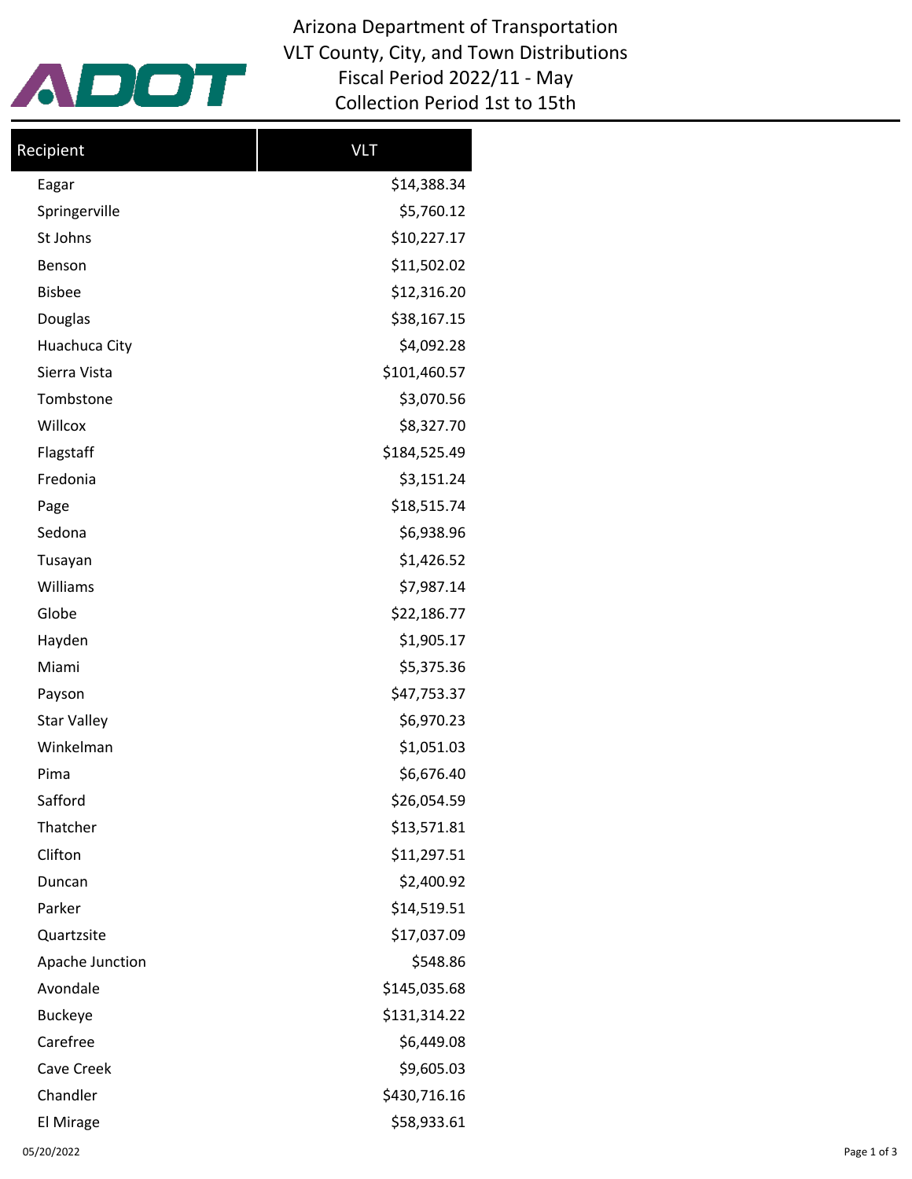# Arizona Department of Transportation
## VLT County, City, and Town Distributions
## Fiscal Period 2022/11 - May
## Collection Period 1st to 15th

| Recipient | VLT |
|---|---|
| Eagar | $14,388.34 |
| Springerville | $5,760.12 |
| St Johns | $10,227.17 |
| Benson | $11,502.02 |
| Bisbee | $12,316.20 |
| Douglas | $38,167.15 |
| Huachuca City | $4,092.28 |
| Sierra Vista | $101,460.57 |
| Tombstone | $3,070.56 |
| Willcox | $8,327.70 |
| Flagstaff | $184,525.49 |
| Fredonia | $3,151.24 |
| Page | $18,515.74 |
| Sedona | $6,938.96 |
| Tusayan | $1,426.52 |
| Williams | $7,987.14 |
| Globe | $22,186.77 |
| Hayden | $1,905.17 |
| Miami | $5,375.36 |
| Payson | $47,753.37 |
| Star Valley | $6,970.23 |
| Winkelman | $1,051.03 |
| Pima | $6,676.40 |
| Safford | $26,054.59 |
| Thatcher | $13,571.81 |
| Clifton | $11,297.51 |
| Duncan | $2,400.92 |
| Parker | $14,519.51 |
| Quartzsite | $17,037.09 |
| Apache Junction | $548.86 |
| Avondale | $145,035.68 |
| Buckeye | $131,314.22 |
| Carefree | $6,449.08 |
| Cave Creek | $9,605.03 |
| Chandler | $430,716.16 |
| El Mirage | $58,933.61 |

05/20/2022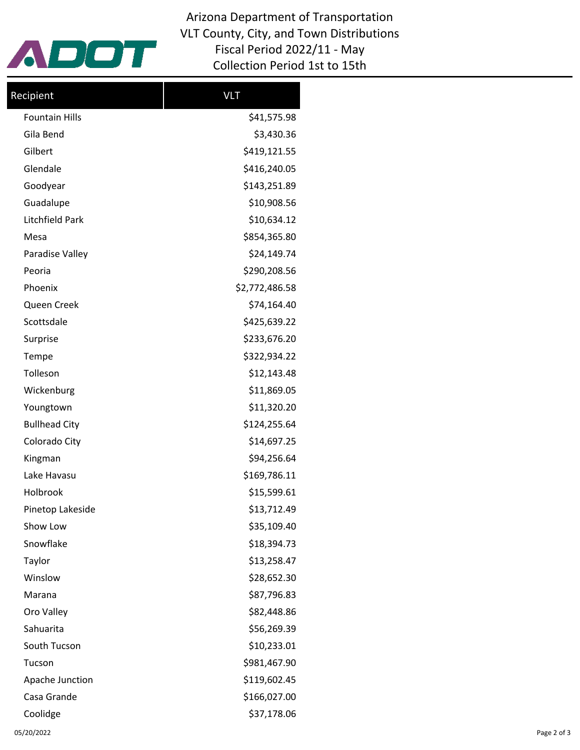# Arizona Department of Transportation
## VLT County, City, and Town Distributions
## Fiscal Period 2022/11 - May
## Collection Period 1st to 15th

| Recipient | VLT |
|---|---|
| Fountain Hills | $41,575.98 |
| Gila Bend | $3,430.36 |
| Gilbert | $419,121.55 |
| Glendale | $416,240.05 |
| Goodyear | $143,251.89 |
| Guadalupe | $10,908.56 |
| Litchfield Park | $10,634.12 |
| Mesa | $854,365.80 |
| Paradise Valley | $24,149.74 |
| Peoria | $290,208.56 |
| Phoenix | $2,772,486.58 |
| Queen Creek | $74,164.40 |
| Scottsdale | $425,639.22 |
| Surprise | $233,676.20 |
| Tempe | $322,934.22 |
| Tolleson | $12,143.48 |
| Wickenburg | $11,869.05 |
| Youngtown | $11,320.20 |
| Bullhead City | $124,255.64 |
| Colorado City | $14,697.25 |
| Kingman | $94,256.64 |
| Lake Havasu | $169,786.11 |
| Holbrook | $15,599.61 |
| Pinetop Lakeside | $13,712.49 |
| Show Low | $35,109.40 |
| Snowflake | $18,394.73 |
| Taylor | $13,258.47 |
| Winslow | $28,652.30 |
| Marana | $87,796.83 |
| Oro Valley | $82,448.86 |
| Sahuarita | $56,269.39 |
| South Tucson | $10,233.01 |
| Tucson | $981,467.90 |
| Apache Junction | $119,602.45 |
| Casa Grande | $166,027.00 |
| Coolidge | $37,178.06 |

05/20/2022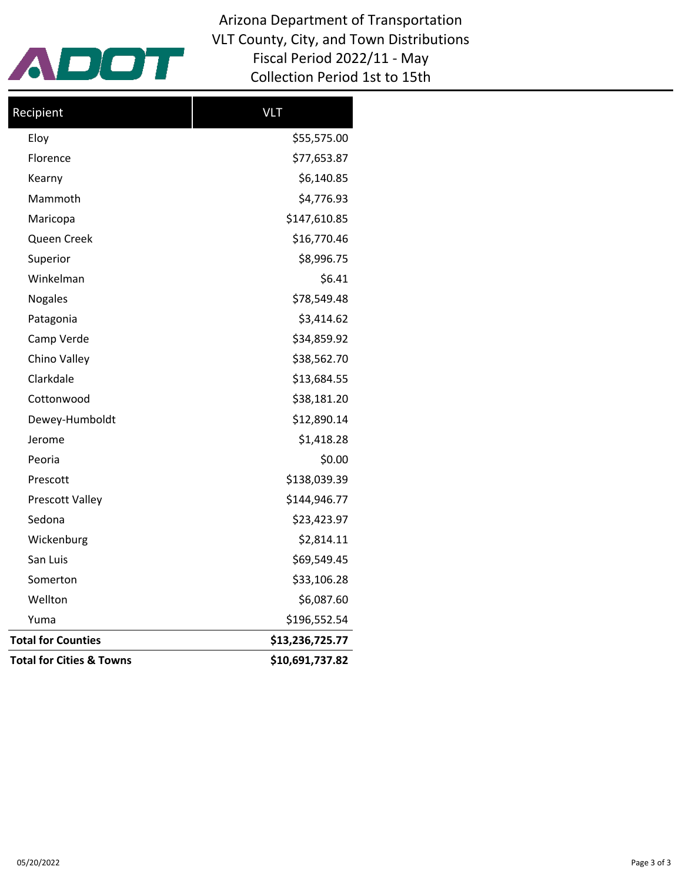# Arizona Department of Transportation
## VLT County, City, and Town Distributions
## Fiscal Period 2022/11 - May
## Collection Period 1st to 15th

| Recipient | VLT |
|---|---|
| Eloy | $55,575.00 |
| Florence | $77,653.87 |
| Kearny | $6,140.85 |
| Mammoth | $4,776.93 |
| Maricopa | $147,610.85 |
| Queen Creek | $16,770.46 |
| Superior | $8,996.75 |
| Winkelman | $6.41 |
| Nogales | $78,549.48 |
| Patagonia | $3,414.62 |
| Camp Verde | $34,859.92 |
| Chino Valley | $38,562.70 |
| Clarkdale | $13,684.55 |
| Cottonwood | $38,181.20 |
| Dewey-Humboldt | $12,890.14 |
| Jerome | $1,418.28 |
| Peoria | $0.00 |
| Prescott | $138,039.39 |
| Prescott Valley | $144,946.77 |
| Sedona | $23,423.97 |
| Wickenburg | $2,814.11 |
| San Luis | $69,549.45 |
| Somerton | $33,106.28 |
| Wellton | $6,087.60 |
| Yuma | $196,552.54 |
| **Total for Counties** | **$13,236,725.77** |
| **Total for Cities & Towns** | **$10,691,737.82** |

05/20/2022